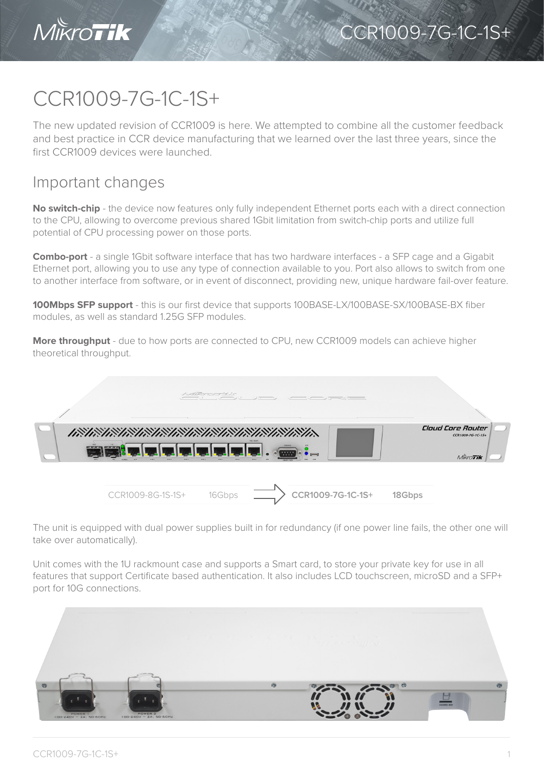# CCR1009-7G-1C-1S+

The new updated revision of CCR1009 is here. We attempted to combine all the customer feedback and best practice in CCR device manufacturing that we learned over the last three years, since the first CCR1009 devices were launched.

## Important changes

**No switch-chip** - the device now features only fully independent Ethernet ports each with a direct connection to the CPU, allowing to overcome previous shared 1Gbit limitation from switch-chip ports and utilize full potential of CPU processing power on those ports.

**Combo-port** - a single 1Gbit software interface that has two hardware interfaces - a SFP cage and a Gigabit Ethernet port, allowing you to use any type of connection available to you. Port also allows to switch from one to another interface from software, or in event of disconnect, providing new, unique hardware fail-over feature.

**100Mbps SFP support** - this is our first device that supports 100BASE-LX/100BASE-SX/100BASE-BX fiber modules, as well as standard 1.25G SFP modules.

**More throughput** - due to how ports are connected to CPU, new CCR1009 models can achieve higher theoretical throughput.

CCR1009-8G-1S-1S+ 16Gbps → **CCR1009-7G-1C-1S+ 18Gbps**

The unit is equipped with dual power supplies built in for redundancy (if one power line fails, the other one will take over automatically).

Unit comes with the 1U rackmount case and supports a Smart card, to store your private key for use in all features that support Certificate based authentication. It also includes LCD touchscreen, microSD and a SFP+ port for 10G connections.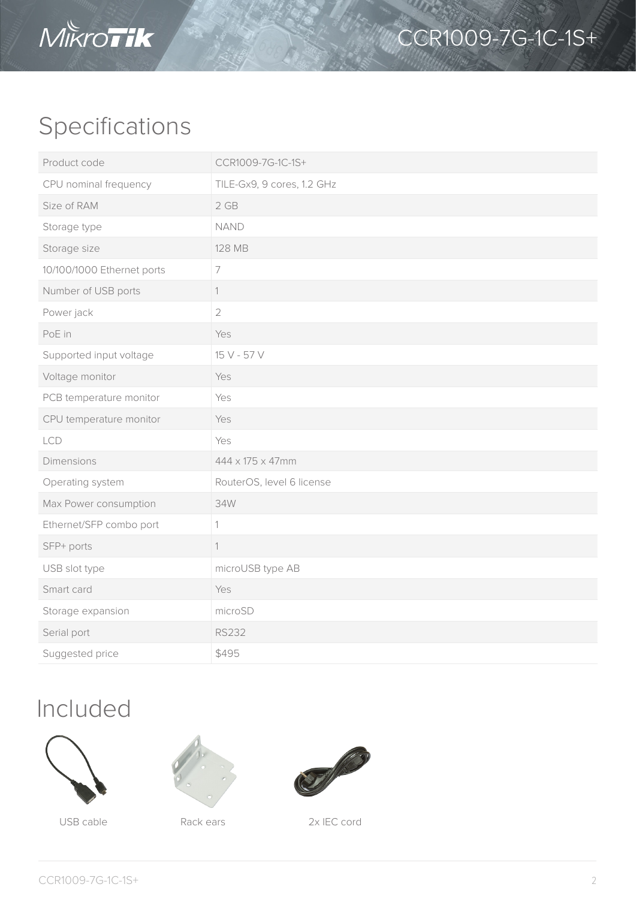## Specifications

| | |
|---|---|
| Product code | CCR1009-7G-1C-1S+ |
| CPU nominal frequency | TILE-Gx9, 9 cores, 1.2 GHz |
| Size of RAM | 2 GB |
| Storage type | NAND |
| Storage size | 128 MB |
| 10/100/1000 Ethernet ports | 7 |
| Number of USB ports | 1 |
| Power jack | 2 |
| PoE in | Yes |
| Supported input voltage | 15 V - 57 V |
| Voltage monitor | Yes |
| PCB temperature monitor | Yes |
| CPU temperature monitor | Yes |
| LCD | Yes |
| Dimensions | 444 x 175 x 47mm |
| Operating system | RouterOS, level 6 license |
| Max Power consumption | 34W |
| Ethernet/SFP combo port | 1 |
| SFP+ ports | 1 |
| USB slot type | microUSB type AB |
| Smart card | Yes |
| Storage expansion | microSD |
| Serial port | RS232 |
| Suggested price | $495 |

## Included

USB cable

Rack ears

2x IEC cord